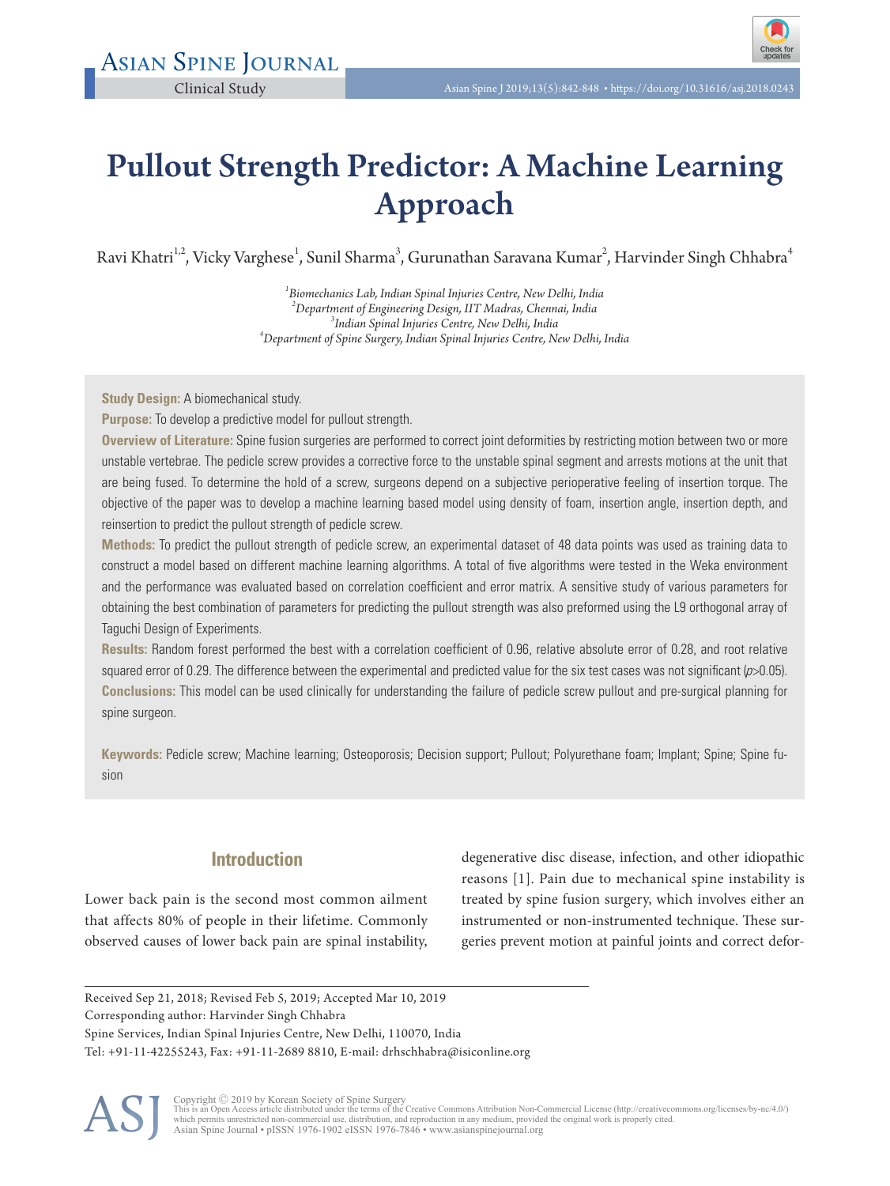Asian Spine Journal

Clinical Study

# Pullout Strength Predictor: A Machine Learning Approach

Ravi Khatri[1,2], Vicky Varghese[1], Sunil Sharma[3], Gurunathan Saravana Kumar[2], Harvinder Singh Chhabra[4]

[1]*Biomechanics Lab, Indian Spinal Injuries Centre, New Delhi, India*
[2]*Department of Engineering Design, IIT Madras, Chennai, India*
[3]*Indian Spinal Injuries Centre, New Delhi, India*
[4]*Department of Spine Surgery, Indian Spinal Injuries Centre, New Delhi, India*

**Study Design:** A biomechanical study.

**Purpose:** To develop a predictive model for pullout strength.

**Overview of Literature:** Spine fusion surgeries are performed to correct joint deformities by restricting motion between two or more unstable vertebrae. The pedicle screw provides a corrective force to the unstable spinal segment and arrests motions at the unit that are being fused. To determine the hold of a screw, surgeons depend on a subjective perioperative feeling of insertion torque. The objective of the paper was to develop a machine learning based model using density of foam, insertion angle, insertion depth, and reinsertion to predict the pullout strength of pedicle screw.

**Methods:** To predict the pullout strength of pedicle screw, an experimental dataset of 48 data points was used as training data to construct a model based on different machine learning algorithms. A total of five algorithms were tested in the Weka environment and the performance was evaluated based on correlation coefficient and error matrix. A sensitive study of various parameters for obtaining the best combination of parameters for predicting the pullout strength was also preformed using the L9 orthogonal array of Taguchi Design of Experiments.

**Results:** Random forest performed the best with a correlation coefficient of 0.96, relative absolute error of 0.28, and root relative squared error of 0.29. The difference between the experimental and predicted value for the six test cases was not significant ($p$>0.05).

**Conclusions:** This model can be used clinically for understanding the failure of pedicle screw pullout and pre-surgical planning for spine surgeon.

**Keywords:** Pedicle screw; Machine learning; Osteoporosis; Decision support; Pullout; Polyurethane foam; Implant; Spine; Spine fusion

## Introduction

Lower back pain is the second most common ailment that affects 80% of people in their lifetime. Commonly observed causes of lower back pain are spinal instability, degenerative disc disease, infection, and other idiopathic reasons [1]. Pain due to mechanical spine instability is treated by spine fusion surgery, which involves either an instrumented or non-instrumented technique. These surgeries prevent motion at painful joints and correct defor-

Received Sep 21, 2018; Revised Feb 5, 2019; Accepted Mar 10, 2019
Corresponding author: Harvinder Singh Chhabra
Spine Services, Indian Spinal Injuries Centre, New Delhi, 110070, India
Tel: +91-11-42255243, Fax: +91-11-2689 8810, E-mail: drhschhabra@isiconline.org

Copyright © 2019 by Korean Society of Spine Surgery
This is an Open Access article distributed under the terms of the Creative Commons Attribution Non-Commercial License (http://creativecommons.org/licenses/by-nc/4.0/) which permits unrestricted non-commercial use, distribution, and reproduction in any medium, provided the original work is properly cited.
Asian Spine Journal • pISSN 1976-1902 eISSN 1976-7846 • www.asianspinejournal.org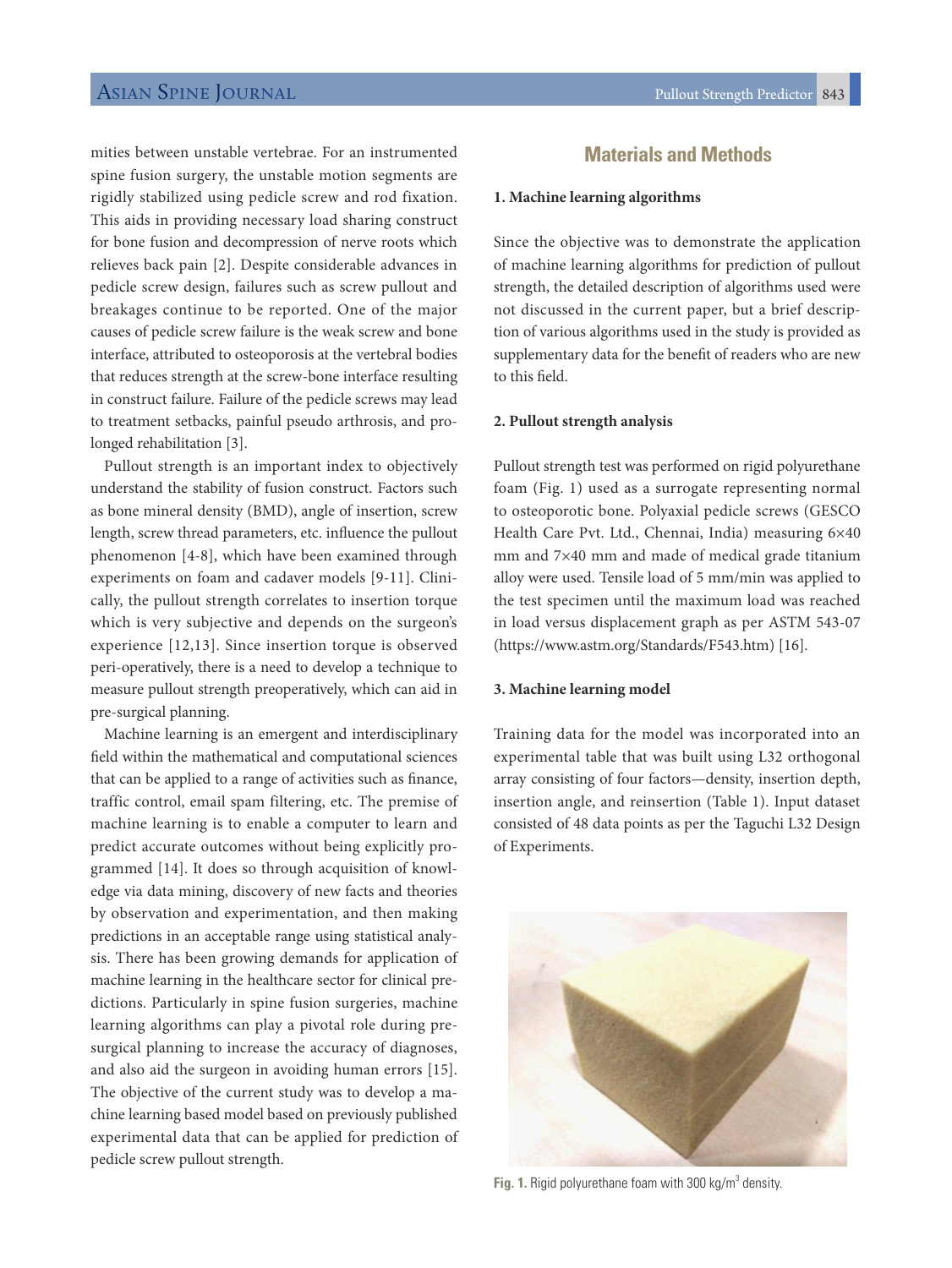mities between unstable vertebrae. For an instrumented spine fusion surgery, the unstable motion segments are rigidly stabilized using pedicle screw and rod fixation. This aids in providing necessary load sharing construct for bone fusion and decompression of nerve roots which relieves back pain [2]. Despite considerable advances in pedicle screw design, failures such as screw pullout and breakages continue to be reported. One of the major causes of pedicle screw failure is the weak screw and bone interface, attributed to osteoporosis at the vertebral bodies that reduces strength at the screw-bone interface resulting in construct failure. Failure of the pedicle screws may lead to treatment setbacks, painful pseudo arthrosis, and prolonged rehabilitation [3].

Pullout strength is an important index to objectively understand the stability of fusion construct. Factors such as bone mineral density (BMD), angle of insertion, screw length, screw thread parameters, etc. influence the pullout phenomenon [4-8], which have been examined through experiments on foam and cadaver models [9-11]. Clinically, the pullout strength correlates to insertion torque which is very subjective and depends on the surgeon's experience [12,13]. Since insertion torque is observed peri-operatively, there is a need to develop a technique to measure pullout strength preoperatively, which can aid in pre-surgical planning.

Machine learning is an emergent and interdisciplinary field within the mathematical and computational sciences that can be applied to a range of activities such as finance, traffic control, email spam filtering, etc. The premise of machine learning is to enable a computer to learn and predict accurate outcomes without being explicitly programmed [14]. It does so through acquisition of knowledge via data mining, discovery of new facts and theories by observation and experimentation, and then making predictions in an acceptable range using statistical analysis. There has been growing demands for application of machine learning in the healthcare sector for clinical predictions. Particularly in spine fusion surgeries, machine learning algorithms can play a pivotal role during presurgical planning to increase the accuracy of diagnoses, and also aid the surgeon in avoiding human errors [15]. The objective of the current study was to develop a machine learning based model based on previously published experimental data that can be applied for prediction of pedicle screw pullout strength.

## Materials and Methods

### 1. Machine learning algorithms

Since the objective was to demonstrate the application of machine learning algorithms for prediction of pullout strength, the detailed description of algorithms used were not discussed in the current paper, but a brief description of various algorithms used in the study is provided as supplementary data for the benefit of readers who are new to this field.

### 2. Pullout strength analysis

Pullout strength test was performed on rigid polyurethane foam (Fig. 1) used as a surrogate representing normal to osteoporotic bone. Polyaxial pedicle screws (GESCO Health Care Pvt. Ltd., Chennai, India) measuring 6×40 mm and 7×40 mm and made of medical grade titanium alloy were used. Tensile load of 5 mm/min was applied to the test specimen until the maximum load was reached in load versus displacement graph as per ASTM 543-07 (https://www.astm.org/Standards/F543.htm) [16].

### 3. Machine learning model

Training data for the model was incorporated into an experimental table that was built using L32 orthogonal array consisting of four factors—density, insertion depth, insertion angle, and reinsertion (Table 1). Input dataset consisted of 48 data points as per the Taguchi L32 Design of Experiments.

**Fig. 1.** Rigid polyurethane foam with 300 kg/m$^3$ density.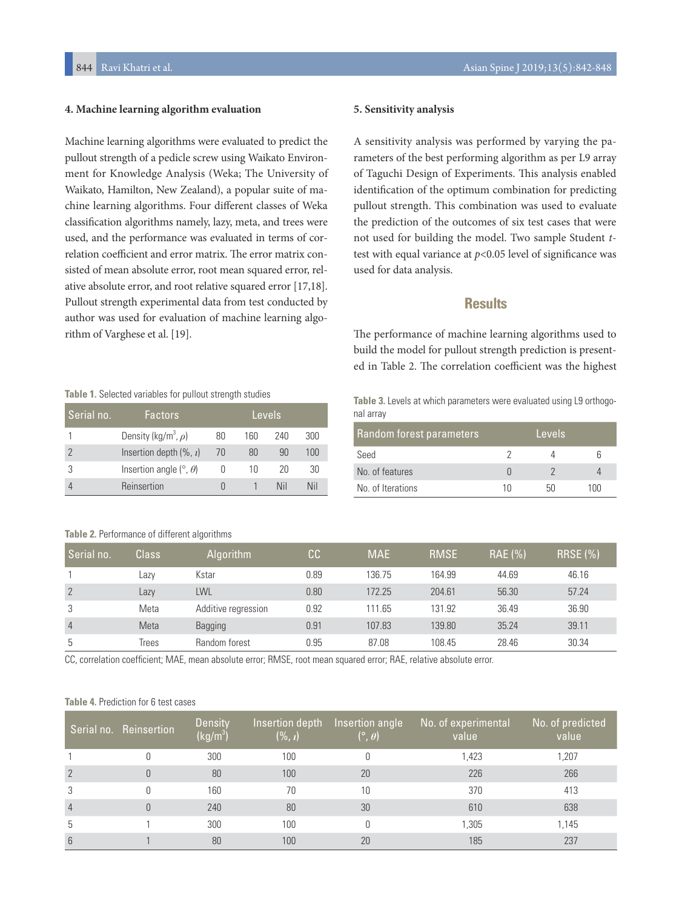### 4. Machine learning algorithm evaluation

Machine learning algorithms were evaluated to predict the pullout strength of a pedicle screw using Waikato Environment for Knowledge Analysis (Weka; The University of Waikato, Hamilton, New Zealand), a popular suite of machine learning algorithms. Four different classes of Weka classification algorithms namely, lazy, meta, and trees were used, and the performance was evaluated in terms of correlation coefficient and error matrix. The error matrix consisted of mean absolute error, root mean squared error, relative absolute error, and root relative squared error [17,18]. Pullout strength experimental data from test conducted by author was used for evaluation of machine learning algorithm of Varghese et al. [19].

**Table 1.** Selected variables for pullout strength studies

| Serial no. | Factors | Levels | | | |
|---|---|---|---|---|---|
| 1 | Density (kg/m$^3$, $\rho$) | 80 | 160 | 240 | 300 |
| 2 | Insertion depth (%, $\iota$) | 70 | 80 | 90 | 100 |
| 3 | Insertion angle (°, $\theta$) | 0 | 10 | 20 | 30 |
| 4 | Reinsertion | 0 | 1 | Nil | Nil |

### 5. Sensitivity analysis

A sensitivity analysis was performed by varying the parameters of the best performing algorithm as per L9 array of Taguchi Design of Experiments. This analysis enabled identification of the optimum combination for predicting pullout strength. This combination was used to evaluate the prediction of the outcomes of six test cases that were not used for building the model. Two sample Student *t*-test with equal variance at $p<0.05$ level of significance was used for data analysis.

## Results

The performance of machine learning algorithms used to build the model for pullout strength prediction is presented in Table 2. The correlation coefficient was the highest

**Table 3.** Levels at which parameters were evaluated using L9 orthogonal array

| Random forest parameters | Levels | | |
|---|---|---|---|
| Seed | 2 | 4 | 6 |
| No. of features | 0 | 2 | 4 |
| No. of Iterations | 10 | 50 | 100 |

**Table 2.** Performance of different algorithms

| Serial no. | Class | Algorithm | CC | MAE | RMSE | RAE (%) | RRSE (%) |
|---|---|---|---|---|---|---|---|
| 1 | Lazy | Kstar | 0.89 | 136.75 | 164.99 | 44.69 | 46.16 |
| 2 | Lazy | LWL | 0.80 | 172.25 | 204.61 | 56.30 | 57.24 |
| 3 | Meta | Additive regression | 0.92 | 111.65 | 131.92 | 36.49 | 36.90 |
| 4 | Meta | Bagging | 0.91 | 107.83 | 139.80 | 35.24 | 39.11 |
| 5 | Trees | Random forest | 0.95 | 87.08 | 108.45 | 28.46 | 30.34 |

CC, correlation coefficient; MAE, mean absolute error; RMSE, root mean squared error; RAE, relative absolute error.

**Table 4.** Prediction for 6 test cases

| Serial no. | Reinsertion | Density (kg/m$^3$) | Insertion depth (%, $\iota$) | Insertion angle (°, $\theta$) | No. of experimental value | No. of predicted value |
|---|---|---|---|---|---|---|
| 1 | 0 | 300 | 100 | 0 | 1,423 | 1,207 |
| 2 | 0 | 80 | 100 | 20 | 226 | 266 |
| 3 | 0 | 160 | 70 | 10 | 370 | 413 |
| 4 | 0 | 240 | 80 | 30 | 610 | 638 |
| 5 | 1 | 300 | 100 | 0 | 1,305 | 1,145 |
| 6 | 1 | 80 | 100 | 20 | 185 | 237 |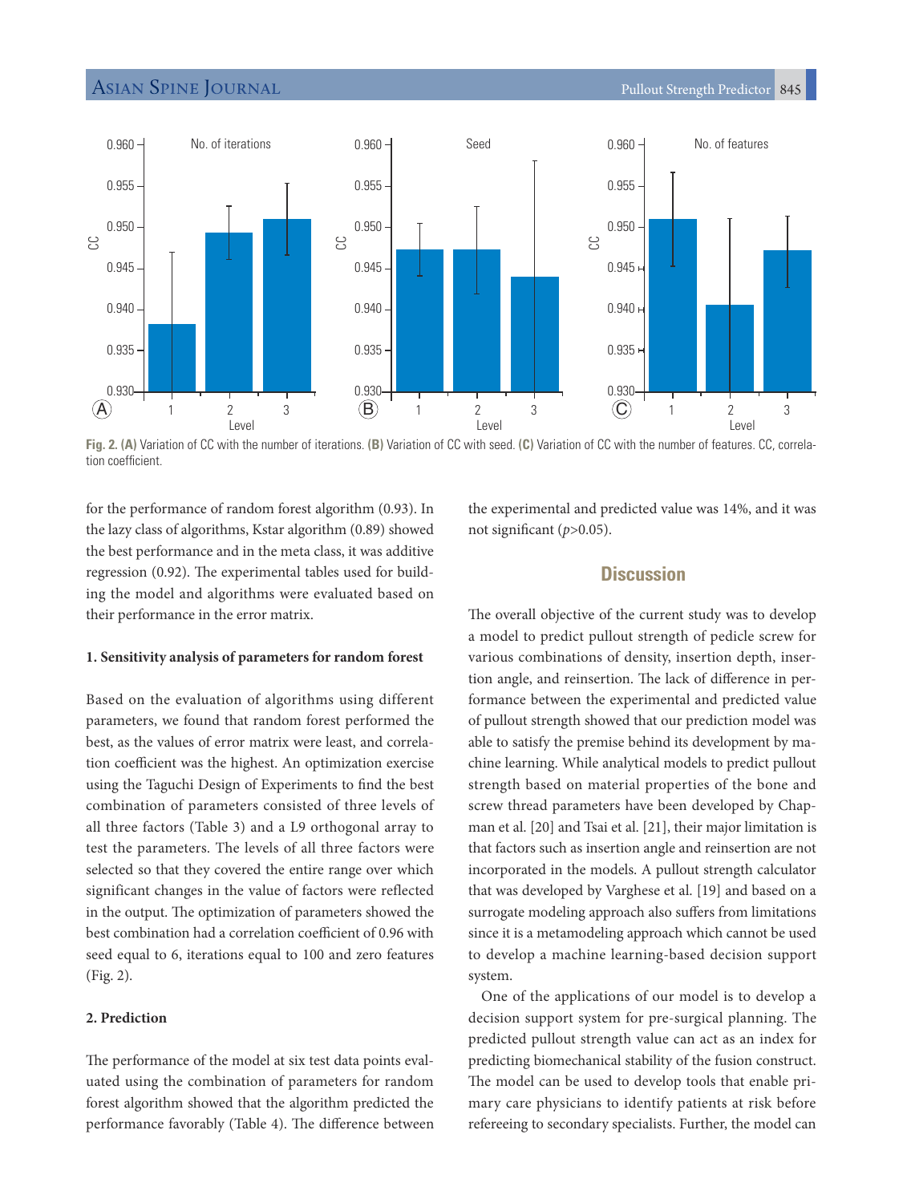Fig. 2. (A) Variation of CC with the number of iterations. (B) Variation of CC with seed. (C) Variation of CC with the number of features. CC, correlation coefficient.

for the performance of random forest algorithm (0.93). In the lazy class of algorithms, Kstar algorithm (0.89) showed the best performance and in the meta class, it was additive regression (0.92). The experimental tables used for building the model and algorithms were evaluated based on their performance in the error matrix.

### 1. Sensitivity analysis of parameters for random forest

Based on the evaluation of algorithms using different parameters, we found that random forest performed the best, as the values of error matrix were least, and correlation coefficient was the highest. An optimization exercise using the Taguchi Design of Experiments to find the best combination of parameters consisted of three levels of all three factors (Table 3) and a L9 orthogonal array to test the parameters. The levels of all three factors were selected so that they covered the entire range over which significant changes in the value of factors were reflected in the output. The optimization of parameters showed the best combination had a correlation coefficient of 0.96 with seed equal to 6, iterations equal to 100 and zero features (Fig. 2).

### 2. Prediction

The performance of the model at six test data points evaluated using the combination of parameters for random forest algorithm showed that the algorithm predicted the performance favorably (Table 4). The difference between the experimental and predicted value was 14%, and it was not significant ($p$>0.05).

## Discussion

The overall objective of the current study was to develop a model to predict pullout strength of pedicle screw for various combinations of density, insertion depth, insertion angle, and reinsertion. The lack of difference in performance between the experimental and predicted value of pullout strength showed that our prediction model was able to satisfy the premise behind its development by machine learning. While analytical models to predict pullout strength based on material properties of the bone and screw thread parameters have been developed by Chapman et al. [20] and Tsai et al. [21], their major limitation is that factors such as insertion angle and reinsertion are not incorporated in the models. A pullout strength calculator that was developed by Varghese et al. [19] and based on a surrogate modeling approach also suffers from limitations since it is a metamodeling approach which cannot be used to develop a machine learning-based decision support system.

One of the applications of our model is to develop a decision support system for pre-surgical planning. The predicted pullout strength value can act as an index for predicting biomechanical stability of the fusion construct. The model can be used to develop tools that enable primary care physicians to identify patients at risk before refereeing to secondary specialists. Further, the model can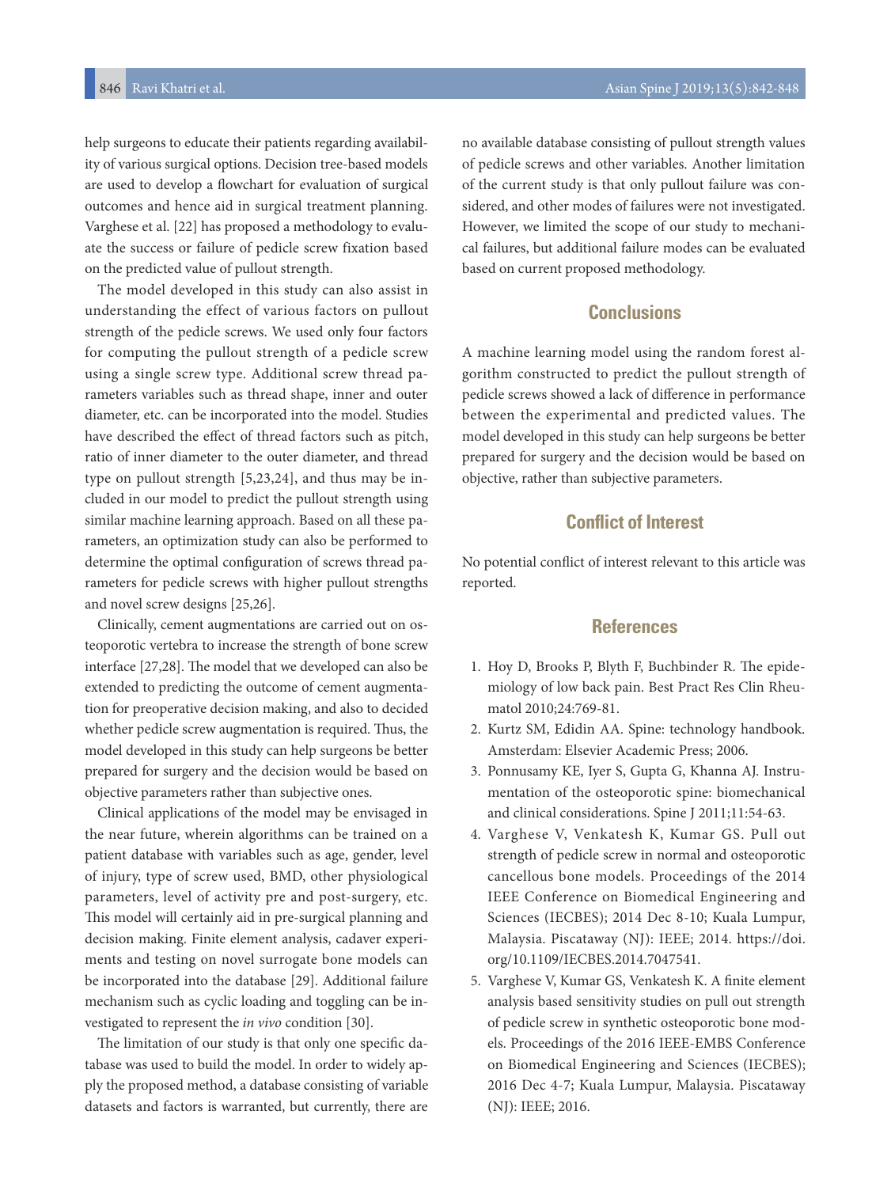help surgeons to educate their patients regarding availability of various surgical options. Decision tree-based models are used to develop a flowchart for evaluation of surgical outcomes and hence aid in surgical treatment planning. Varghese et al. [22] has proposed a methodology to evaluate the success or failure of pedicle screw fixation based on the predicted value of pullout strength.

The model developed in this study can also assist in understanding the effect of various factors on pullout strength of the pedicle screws. We used only four factors for computing the pullout strength of a pedicle screw using a single screw type. Additional screw thread parameters variables such as thread shape, inner and outer diameter, etc. can be incorporated into the model. Studies have described the effect of thread factors such as pitch, ratio of inner diameter to the outer diameter, and thread type on pullout strength [5,23,24], and thus may be included in our model to predict the pullout strength using similar machine learning approach. Based on all these parameters, an optimization study can also be performed to determine the optimal configuration of screws thread parameters for pedicle screws with higher pullout strengths and novel screw designs [25,26].

Clinically, cement augmentations are carried out on osteoporotic vertebra to increase the strength of bone screw interface [27,28]. The model that we developed can also be extended to predicting the outcome of cement augmentation for preoperative decision making, and also to decided whether pedicle screw augmentation is required. Thus, the model developed in this study can help surgeons be better prepared for surgery and the decision would be based on objective parameters rather than subjective ones.

Clinical applications of the model may be envisaged in the near future, wherein algorithms can be trained on a patient database with variables such as age, gender, level of injury, type of screw used, BMD, other physiological parameters, level of activity pre and post-surgery, etc. This model will certainly aid in pre-surgical planning and decision making. Finite element analysis, cadaver experiments and testing on novel surrogate bone models can be incorporated into the database [29]. Additional failure mechanism such as cyclic loading and toggling can be investigated to represent the *in vivo* condition [30].

The limitation of our study is that only one specific database was used to build the model. In order to widely apply the proposed method, a database consisting of variable datasets and factors is warranted, but currently, there are no available database consisting of pullout strength values of pedicle screws and other variables. Another limitation of the current study is that only pullout failure was considered, and other modes of failures were not investigated. However, we limited the scope of our study to mechanical failures, but additional failure modes can be evaluated based on current proposed methodology.

## Conclusions

A machine learning model using the random forest algorithm constructed to predict the pullout strength of pedicle screws showed a lack of difference in performance between the experimental and predicted values. The model developed in this study can help surgeons be better prepared for surgery and the decision would be based on objective, rather than subjective parameters.

## Conflict of Interest

No potential conflict of interest relevant to this article was reported.

## References

1. Hoy D, Brooks P, Blyth F, Buchbinder R. The epidemiology of low back pain. Best Pract Res Clin Rheumatol 2010;24:769-81.
2. Kurtz SM, Edidin AA. Spine: technology handbook. Amsterdam: Elsevier Academic Press; 2006.
3. Ponnusamy KE, Iyer S, Gupta G, Khanna AJ. Instrumentation of the osteoporotic spine: biomechanical and clinical considerations. Spine J 2011;11:54-63.
4. Varghese V, Venkatesh K, Kumar GS. Pull out strength of pedicle screw in normal and osteoporotic cancellous bone models. Proceedings of the 2014 IEEE Conference on Biomedical Engineering and Sciences (IECBES); 2014 Dec 8-10; Kuala Lumpur, Malaysia. Piscataway (NJ): IEEE; 2014. https://doi.org/10.1109/IECBES.2014.7047541.
5. Varghese V, Kumar GS, Venkatesh K. A finite element analysis based sensitivity studies on pull out strength of pedicle screw in synthetic osteoporotic bone models. Proceedings of the 2016 IEEE-EMBS Conference on Biomedical Engineering and Sciences (IECBES); 2016 Dec 4-7; Kuala Lumpur, Malaysia. Piscataway (NJ): IEEE; 2016.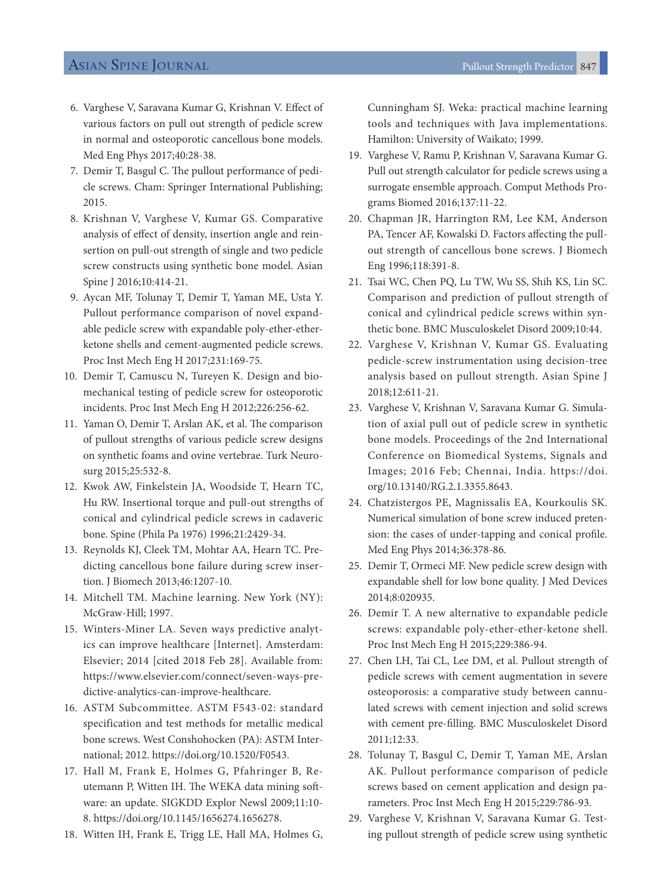6. Varghese V, Saravana Kumar G, Krishnan V. Effect of various factors on pull out strength of pedicle screw in normal and osteoporotic cancellous bone models. Med Eng Phys 2017;40:28-38.
7. Demir T, Basgul C. The pullout performance of pedicle screws. Cham: Springer International Publishing; 2015.
8. Krishnan V, Varghese V, Kumar GS. Comparative analysis of effect of density, insertion angle and reinsertion on pull-out strength of single and two pedicle screw constructs using synthetic bone model. Asian Spine J 2016;10:414-21.
9. Aycan MF, Tolunay T, Demir T, Yaman ME, Usta Y. Pullout performance comparison of novel expandable pedicle screw with expandable poly-ether-ether-ketone shells and cement-augmented pedicle screws. Proc Inst Mech Eng H 2017;231:169-75.
10. Demir T, Camuscu N, Tureyen K. Design and biomechanical testing of pedicle screw for osteoporotic incidents. Proc Inst Mech Eng H 2012;226:256-62.
11. Yaman O, Demir T, Arslan AK, et al. The comparison of pullout strengths of various pedicle screw designs on synthetic foams and ovine vertebrae. Turk Neurosurg 2015;25:532-8.
12. Kwok AW, Finkelstein JA, Woodside T, Hearn TC, Hu RW. Insertional torque and pull-out strengths of conical and cylindrical pedicle screws in cadaveric bone. Spine (Phila Pa 1976) 1996;21:2429-34.
13. Reynolds KJ, Cleek TM, Mohtar AA, Hearn TC. Predicting cancellous bone failure during screw insertion. J Biomech 2013;46:1207-10.
14. Mitchell TM. Machine learning. New York (NY): McGraw-Hill; 1997.
15. Winters-Miner LA. Seven ways predictive analytics can improve healthcare [Internet]. Amsterdam: Elsevier; 2014 [cited 2018 Feb 28]. Available from: https://www.elsevier.com/connect/seven-ways-predictive-analytics-can-improve-healthcare.
16. ASTM Subcommittee. ASTM F543-02: standard specification and test methods for metallic medical bone screws. West Conshohocken (PA): ASTM International; 2012. https://doi.org/10.1520/F0543.
17. Hall M, Frank E, Holmes G, Pfahringer B, Reutemann P, Witten IH. The WEKA data mining software: an update. SIGKDD Explor Newsl 2009;11:10-8. https://doi.org/10.1145/1656274.1656278.
18. Witten IH, Frank E, Trigg LE, Hall MA, Holmes G, Cunningham SJ. Weka: practical machine learning tools and techniques with Java implementations. Hamilton: University of Waikato; 1999.
19. Varghese V, Ramu P, Krishnan V, Saravana Kumar G. Pull out strength calculator for pedicle screws using a surrogate ensemble approach. Comput Methods Programs Biomed 2016;137:11-22.
20. Chapman JR, Harrington RM, Lee KM, Anderson PA, Tencer AF, Kowalski D. Factors affecting the pullout strength of cancellous bone screws. J Biomech Eng 1996;118:391-8.
21. Tsai WC, Chen PQ, Lu TW, Wu SS, Shih KS, Lin SC. Comparison and prediction of pullout strength of conical and cylindrical pedicle screws within synthetic bone. BMC Musculoskelet Disord 2009;10:44.
22. Varghese V, Krishnan V, Kumar GS. Evaluating pedicle-screw instrumentation using decision-tree analysis based on pullout strength. Asian Spine J 2018;12:611-21.
23. Varghese V, Krishnan V, Saravana Kumar G. Simulation of axial pull out of pedicle screw in synthetic bone models. Proceedings of the 2nd International Conference on Biomedical Systems, Signals and Images; 2016 Feb; Chennai, India. https://doi.org/10.13140/RG.2.1.3355.8643.
24. Chatzistergos PE, Magnissalis EA, Kourkoulis SK. Numerical simulation of bone screw induced pretension: the cases of under-tapping and conical profile. Med Eng Phys 2014;36:378-86.
25. Demir T, Ormeci MF. New pedicle screw design with expandable shell for low bone quality. J Med Devices 2014;8:020935.
26. Demir T. A new alternative to expandable pedicle screws: expandable poly-ether-ether-ketone shell. Proc Inst Mech Eng H 2015;229:386-94.
27. Chen LH, Tai CL, Lee DM, et al. Pullout strength of pedicle screws with cement augmentation in severe osteoporosis: a comparative study between cannulated screws with cement injection and solid screws with cement pre-filling. BMC Musculoskelet Disord 2011;12:33.
28. Tolunay T, Basgul C, Demir T, Yaman ME, Arslan AK. Pullout performance comparison of pedicle screws based on cement application and design parameters. Proc Inst Mech Eng H 2015;229:786-93.
29. Varghese V, Krishnan V, Saravana Kumar G. Testing pullout strength of pedicle screw using synthetic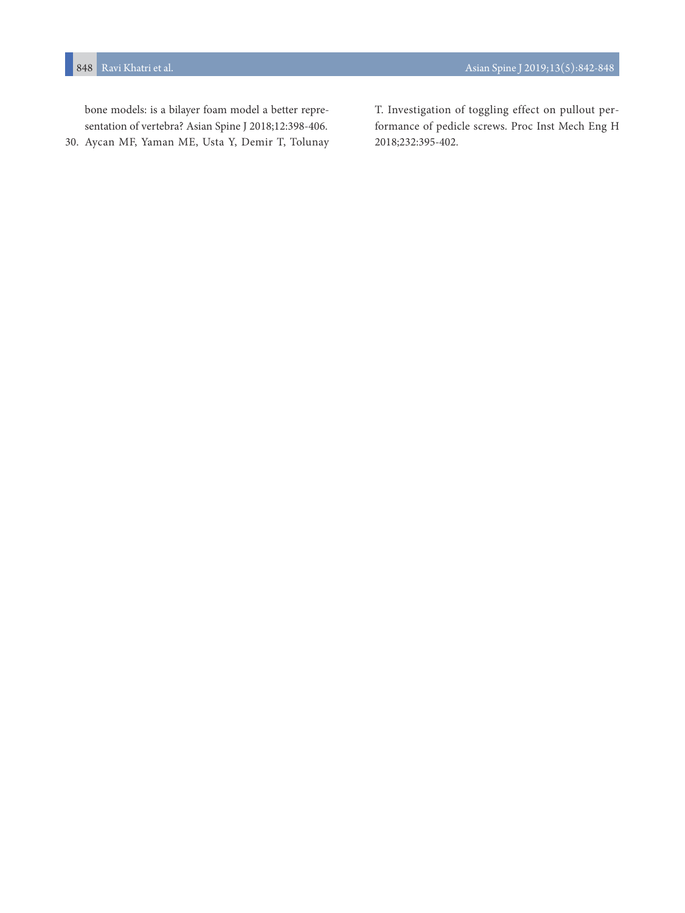bone models: is a bilayer foam model a better representation of vertebra? Asian Spine J 2018;12:398-406.

30. Aycan MF, Yaman ME, Usta Y, Demir T, Tolunay T. Investigation of toggling effect on pullout performance of pedicle screws. Proc Inst Mech Eng H 2018;232:395-402.